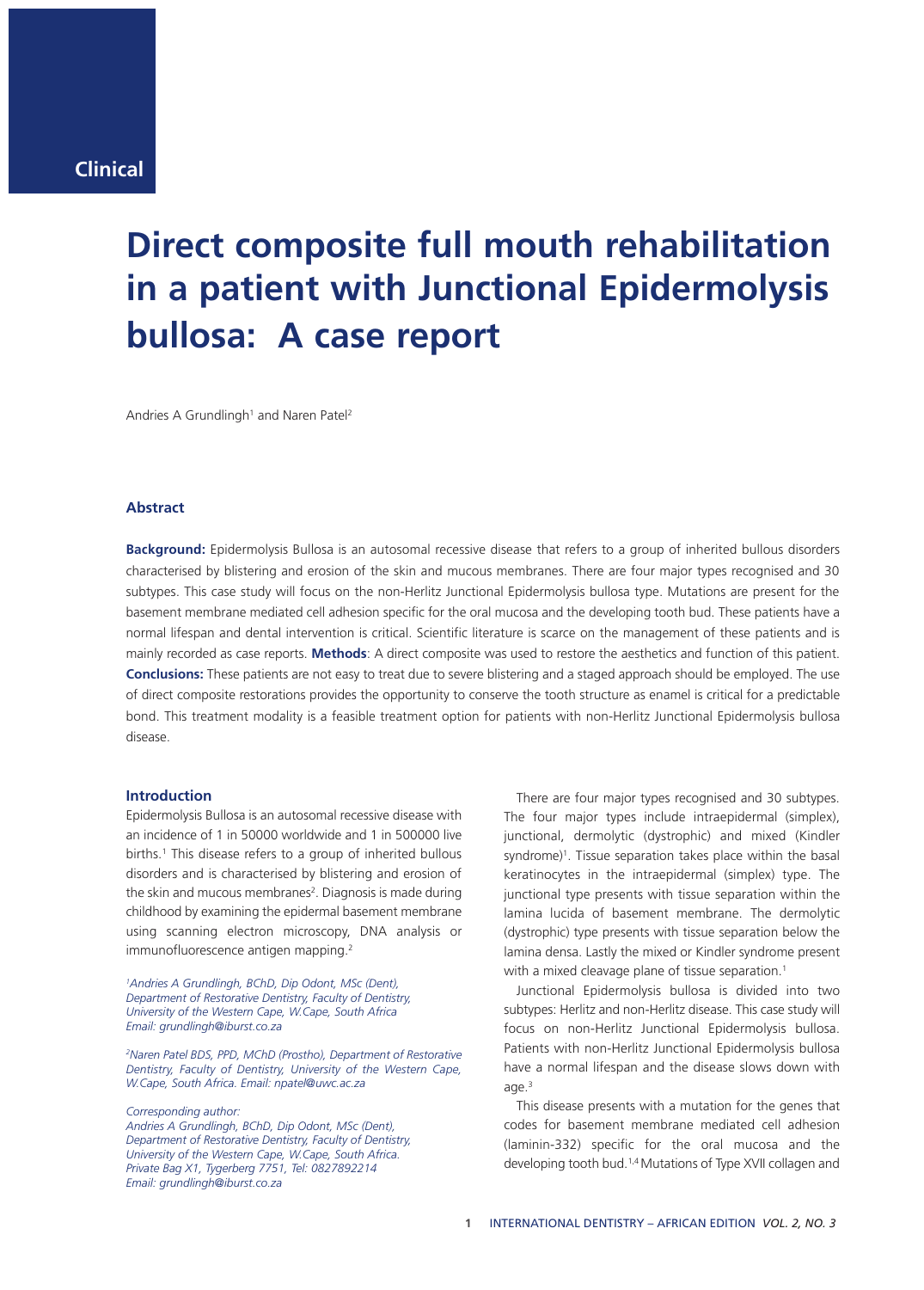Clinical

# Direct composite full mouth rehabilitation in a patient with Junctional Epidermolysis bullosa: A case report

Andries A Grundlingh[1] and Naren Patel[2]

## Abstract

**Background:** Epidermolysis Bullosa is an autosomal recessive disease that refers to a group of inherited bullous disorders characterised by blistering and erosion of the skin and mucous membranes. There are four major types recognised and 30 subtypes. This case study will focus on the non-Herlitz Junctional Epidermolysis bullosa type. Mutations are present for the basement membrane mediated cell adhesion specific for the oral mucosa and the developing tooth bud. These patients have a normal lifespan and dental intervention is critical. Scientific literature is scarce on the management of these patients and is mainly recorded as case reports. **Methods**: A direct composite was used to restore the aesthetics and function of this patient. **Conclusions:** These patients are not easy to treat due to severe blistering and a staged approach should be employed. The use of direct composite restorations provides the opportunity to conserve the tooth structure as enamel is critical for a predictable bond. This treatment modality is a feasible treatment option for patients with non-Herlitz Junctional Epidermolysis bullosa disease.

## Introduction

Epidermolysis Bullosa is an autosomal recessive disease with an incidence of 1 in 50000 worldwide and 1 in 500000 live births.[1] This disease refers to a group of inherited bullous disorders and is characterised by blistering and erosion of the skin and mucous membranes[2]. Diagnosis is made during childhood by examining the epidermal basement membrane using scanning electron microscopy, DNA analysis or immunofluorescence antigen mapping.[2]

*[1]Andries A Grundlingh, BChD, Dip Odont, MSc (Dent), Department of Restorative Dentistry, Faculty of Dentistry, University of the Western Cape, W.Cape, South Africa Email: grundlingh@iburst.co.za*

*[2]Naren Patel BDS, PPD, MChD (Prostho), Department of Restorative Dentistry, Faculty of Dentistry, University of the Western Cape, W.Cape, South Africa. Email: npatel@uwc.ac.za*

*Corresponding author:*
*Andries A Grundlingh, BChD, Dip Odont, MSc (Dent), Department of Restorative Dentistry, Faculty of Dentistry, University of the Western Cape, W.Cape, South Africa. Private Bag X1, Tygerberg 7751, Tel: 0827892214 Email: grundlingh@iburst.co.za*

There are four major types recognised and 30 subtypes. The four major types include intraepidermal (simplex), junctional, dermolytic (dystrophic) and mixed (Kindler syndrome)[1]. Tissue separation takes place within the basal keratinocytes in the intraepidermal (simplex) type. The junctional type presents with tissue separation within the lamina lucida of basement membrane. The dermolytic (dystrophic) type presents with tissue separation below the lamina densa. Lastly the mixed or Kindler syndrome present with a mixed cleavage plane of tissue separation.[1]

Junctional Epidermolysis bullosa is divided into two subtypes: Herlitz and non-Herlitz disease. This case study will focus on non-Herlitz Junctional Epidermolysis bullosa. Patients with non-Herlitz Junctional Epidermolysis bullosa have a normal lifespan and the disease slows down with age.[3]

This disease presents with a mutation for the genes that codes for basement membrane mediated cell adhesion (laminin-332) specific for the oral mucosa and the developing tooth bud.[1,4] Mutations of Type XVII collagen and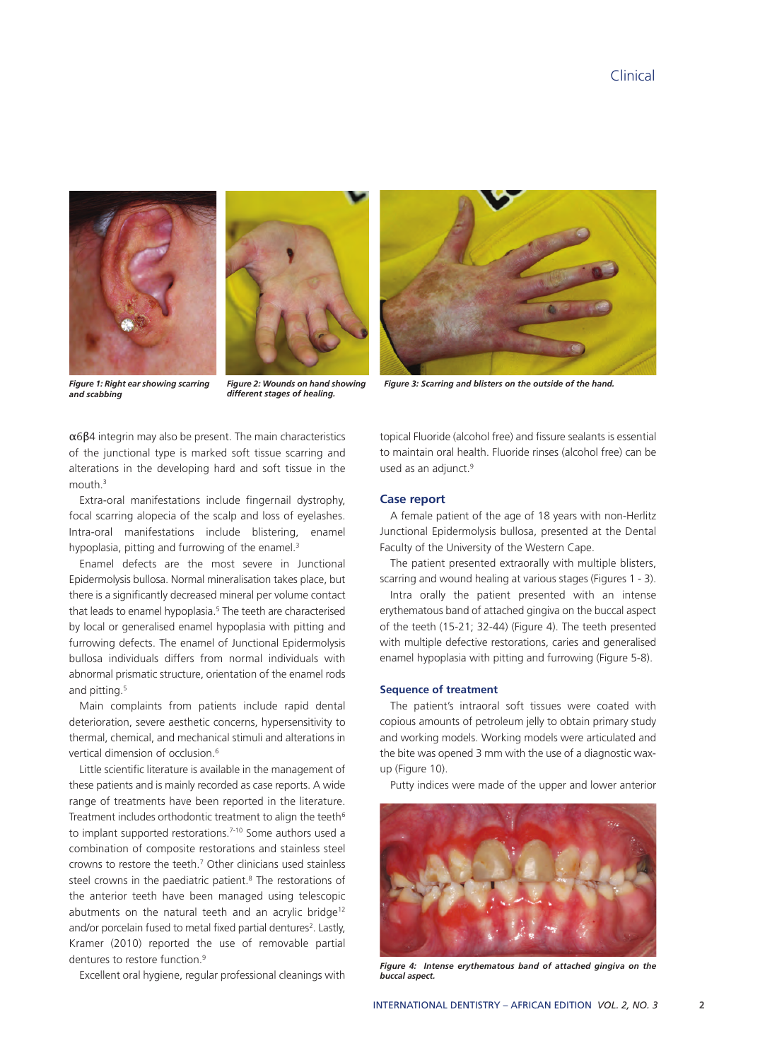*Figure 1: Right ear showing scarring and scabbing*

*Figure 2: Wounds on hand showing different stages of healing.*

*Figure 3: Scarring and blisters on the outside of the hand.*

α6β4 integrin may also be present. The main characteristics of the junctional type is marked soft tissue scarring and alterations in the developing hard and soft tissue in the mouth.[3]

Extra-oral manifestations include fingernail dystrophy, focal scarring alopecia of the scalp and loss of eyelashes. Intra-oral manifestations include blistering, enamel hypoplasia, pitting and furrowing of the enamel.[3]

Enamel defects are the most severe in Junctional Epidermolysis bullosa. Normal mineralisation takes place, but there is a significantly decreased mineral per volume contact that leads to enamel hypoplasia.[5] The teeth are characterised by local or generalised enamel hypoplasia with pitting and furrowing defects. The enamel of Junctional Epidermolysis bullosa individuals differs from normal individuals with abnormal prismatic structure, orientation of the enamel rods and pitting.[5]

Main complaints from patients include rapid dental deterioration, severe aesthetic concerns, hypersensitivity to thermal, chemical, and mechanical stimuli and alterations in vertical dimension of occlusion.[6]

Little scientific literature is available in the management of these patients and is mainly recorded as case reports. A wide range of treatments have been reported in the literature. Treatment includes orthodontic treatment to align the teeth[6] to implant supported restorations.[7-10] Some authors used a combination of composite restorations and stainless steel crowns to restore the teeth.[7] Other clinicians used stainless steel crowns in the paediatric patient.[8] The restorations of the anterior teeth have been managed using telescopic abutments on the natural teeth and an acrylic bridge[12] and/or porcelain fused to metal fixed partial dentures[2]. Lastly, Kramer (2010) reported the use of removable partial dentures to restore function.[9]

Excellent oral hygiene, regular professional cleanings with topical Fluoride (alcohol free) and fissure sealants is essential to maintain oral health. Fluoride rinses (alcohol free) can be used as an adjunct.[9]

## Case report

A female patient of the age of 18 years with non-Herlitz Junctional Epidermolysis bullosa, presented at the Dental Faculty of the University of the Western Cape.

The patient presented extraorally with multiple blisters, scarring and wound healing at various stages (Figures 1 - 3).

Intra orally the patient presented with an intense erythematous band of attached gingiva on the buccal aspect of the teeth (15-21; 32-44) (Figure 4). The teeth presented with multiple defective restorations, caries and generalised enamel hypoplasia with pitting and furrowing (Figure 5-8).

## Sequence of treatment

The patient's intraoral soft tissues were coated with copious amounts of petroleum jelly to obtain primary study and working models. Working models were articulated and the bite was opened 3 mm with the use of a diagnostic wax-up (Figure 10).

Putty indices were made of the upper and lower anterior

*Figure 4: Intense erythematous band of attached gingiva on the buccal aspect.*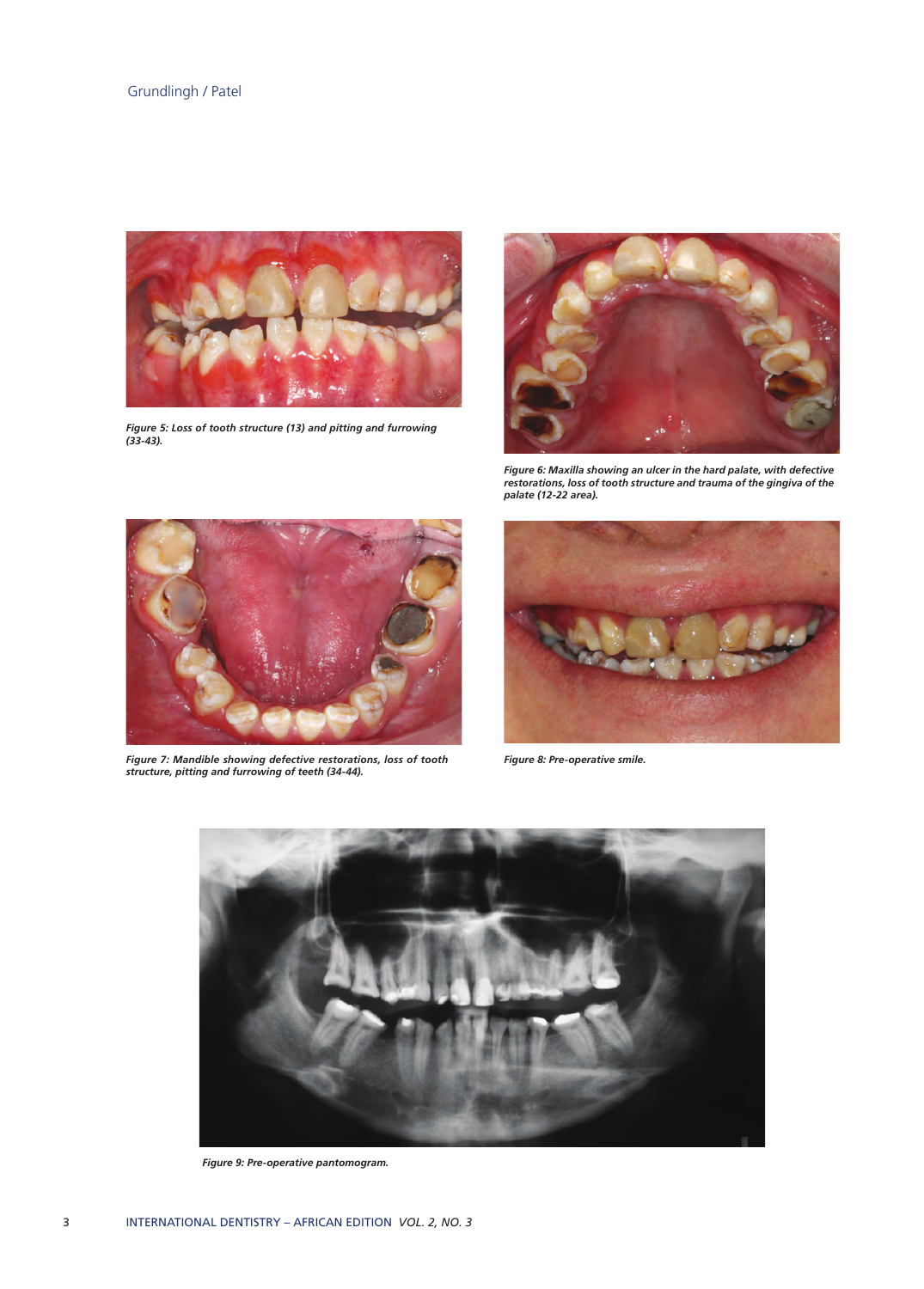*Figure 5: Loss of tooth structure (13) and pitting and furrowing (33-43).*

*Figure 6: Maxilla showing an ulcer in the hard palate, with defective restorations, loss of tooth structure and trauma of the gingiva of the palate (12-22 area).*

*Figure 7: Mandible showing defective restorations, loss of tooth structure, pitting and furrowing of teeth (34-44).*

*Figure 8: Pre-operative smile.*

*Figure 9: Pre-operative pantomogram.*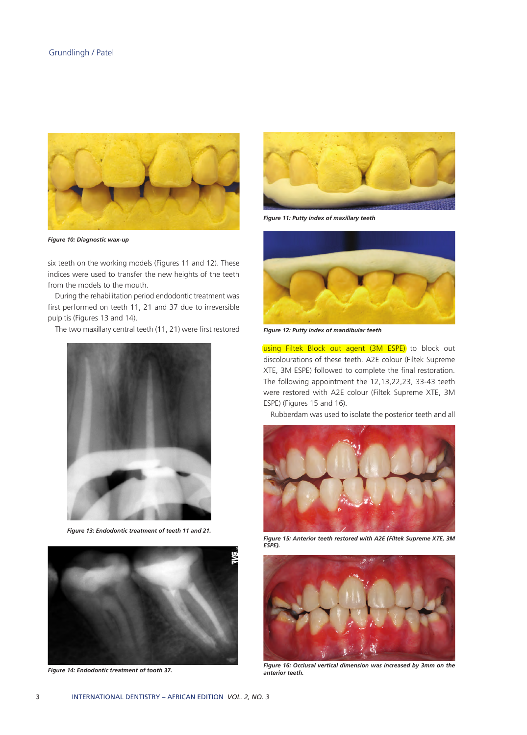Figure 10: Diagnostic wax-up

Figure 11: Putty index of maxillary teeth

six teeth on the working models (Figures 11 and 12). These indices were used to transfer the new heights of the teeth from the models to the mouth.

During the rehabilitation period endodontic treatment was first performed on teeth 11, 21 and 37 due to irreversible pulpitis (Figures 13 and 14).

The two maxillary central teeth (11, 21) were first restored using Filtek Block out agent (3M ESPE) to block out discolourations of these teeth. A2E colour (Filtek Supreme XTE, 3M ESPE) followed to complete the final restoration. The following appointment the 12,13,22,23, 33-43 teeth were restored with A2E colour (Filtek Supreme XTE, 3M ESPE) (Figures 15 and 16).

Rubberdam was used to isolate the posterior teeth and all

Figure 12: Putty index of mandibular teeth

Figure 13: Endodontic treatment of teeth 11 and 21.

Figure 14: Endodontic treatment of tooth 37.

Figure 15: Anterior teeth restored with A2E (Filtek Supreme XTE, 3M ESPE).

Figure 16: Occlusal vertical dimension was increased by 3mm on the anterior teeth.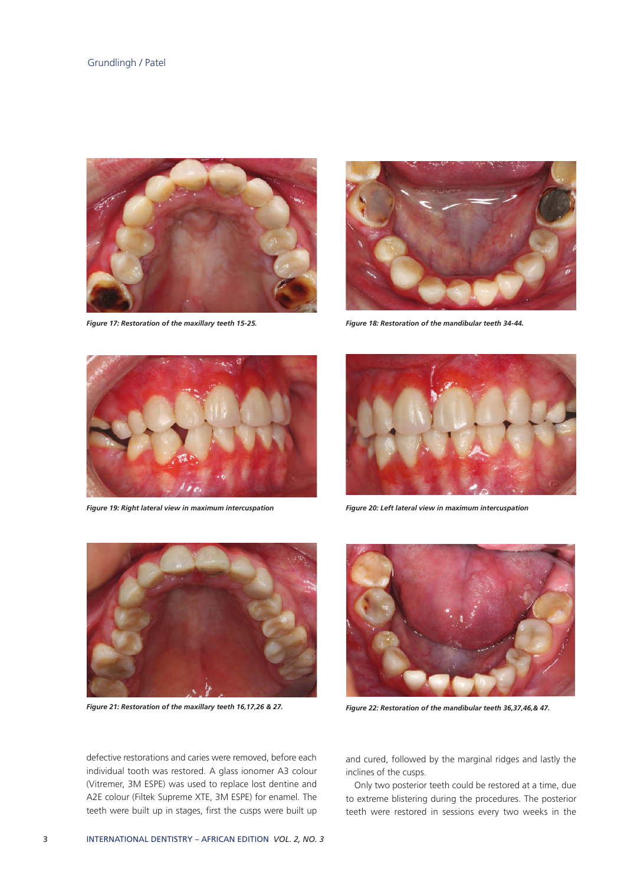Figure 17: Restoration of the maxillary teeth 15-25.

Figure 18: Restoration of the mandibular teeth 34-44.

Figure 19: Right lateral view in maximum intercuspation

Figure 20: Left lateral view in maximum intercuspation

Figure 21: Restoration of the maxillary teeth 16,17,26 & 27.

Figure 22: Restoration of the mandibular teeth 36,37,46,& 47.

defective restorations and caries were removed, before each individual tooth was restored. A glass ionomer A3 colour (Vitremer, 3M ESPE) was used to replace lost dentine and A2E colour (Filtek Supreme XTE, 3M ESPE) for enamel. The teeth were built up in stages, first the cusps were built up and cured, followed by the marginal ridges and lastly the inclines of the cusps.

Only two posterior teeth could be restored at a time, due to extreme blistering during the procedures. The posterior teeth were restored in sessions every two weeks in the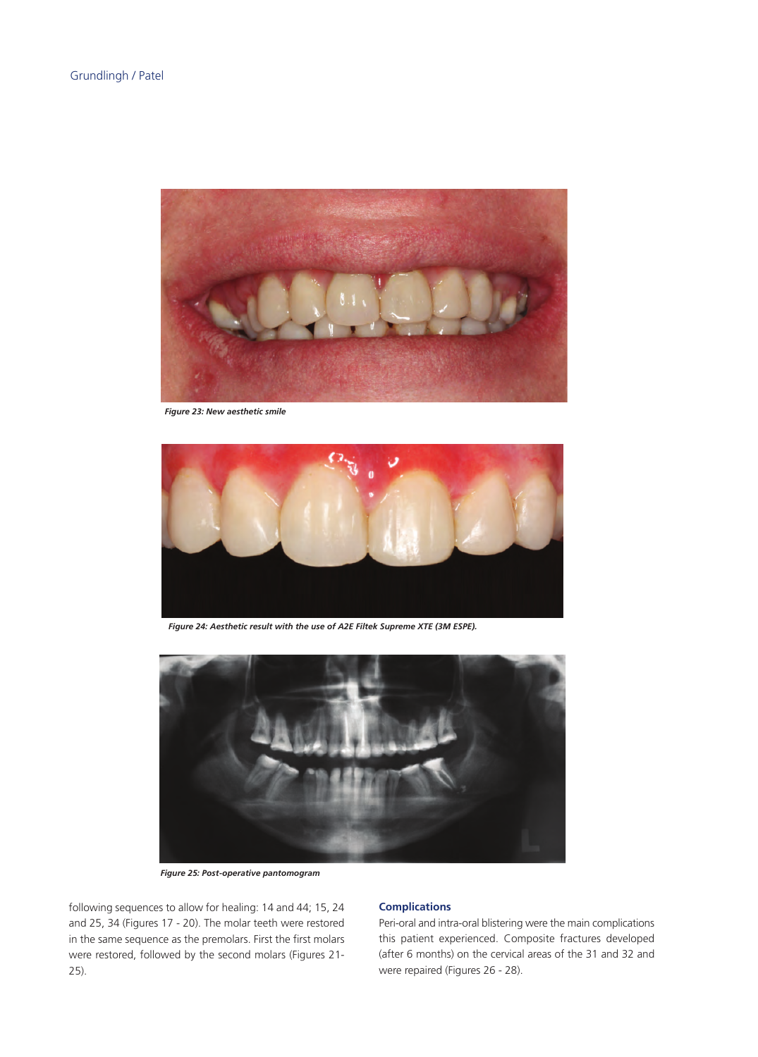Figure 23: New aesthetic smile

Figure 24: Aesthetic result with the use of A2E Filtek Supreme XTE (3M ESPE).

Figure 25: Post-operative pantomogram

following sequences to allow for healing: 14 and 44; 15, 24 and 25, 34 (Figures 17 - 20). The molar teeth were restored in the same sequence as the premolars. First the first molars were restored, followed by the second molars (Figures 21-25).

## Complications

Peri-oral and intra-oral blistering were the main complications this patient experienced. Composite fractures developed (after 6 months) on the cervical areas of the 31 and 32 and were repaired (Figures 26 - 28).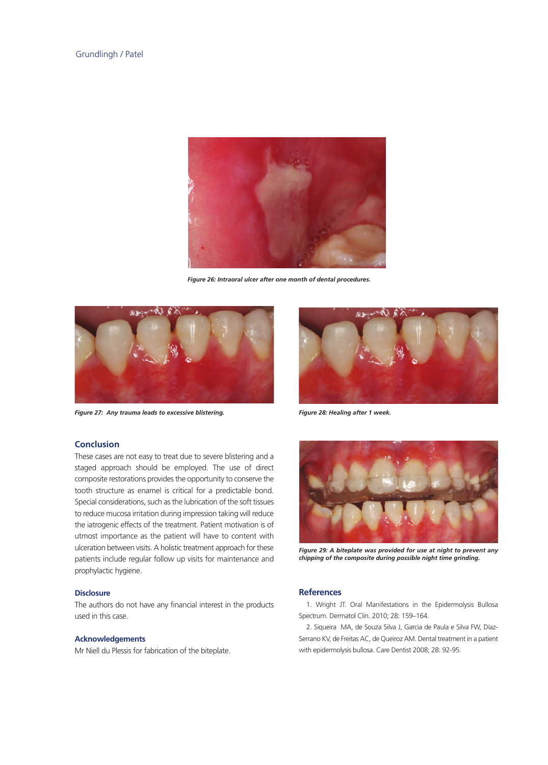*Figure 26: Intraoral ulcer after one month of dental procedures.*

*Figure 27: Any trauma leads to excessive blistering.*

*Figure 28: Healing after 1 week.*

## Conclusion

These cases are not easy to treat due to severe blistering and a staged approach should be employed. The use of direct composite restorations provides the opportunity to conserve the tooth structure as enamel is critical for a predictable bond. Special considerations, such as the lubrication of the soft tissues to reduce mucosa irritation during impression taking will reduce the iatrogenic effects of the treatment. Patient motivation is of utmost importance as the patient will have to content with ulceration between visits. A holistic treatment approach for these patients include regular follow up visits for maintenance and prophylactic hygiene.

*Figure 29: A biteplate was provided for use at night to prevent any chipping of the composite during possible night time grinding.*

### Disclosure

The authors do not have any financial interest in the products used in this case.

### Acknowledgements

Mr Niell du Plessis for fabrication of the biteplate.

## References

1. Wright JT. Oral Manifestations in the Epidermolysis Bullosa Spectrum. Dermatol Clin. 2010; 28: 159–164.
2. Siqueira MA, de Souza Silva J, Garcia de Paula e Silva FW, Díaz-Serrano KV, de Freitas AC, de Queiroz AM. Dental treatment in a patient with epidermolysis bullosa. Care Dentist 2008; 28: 92-95.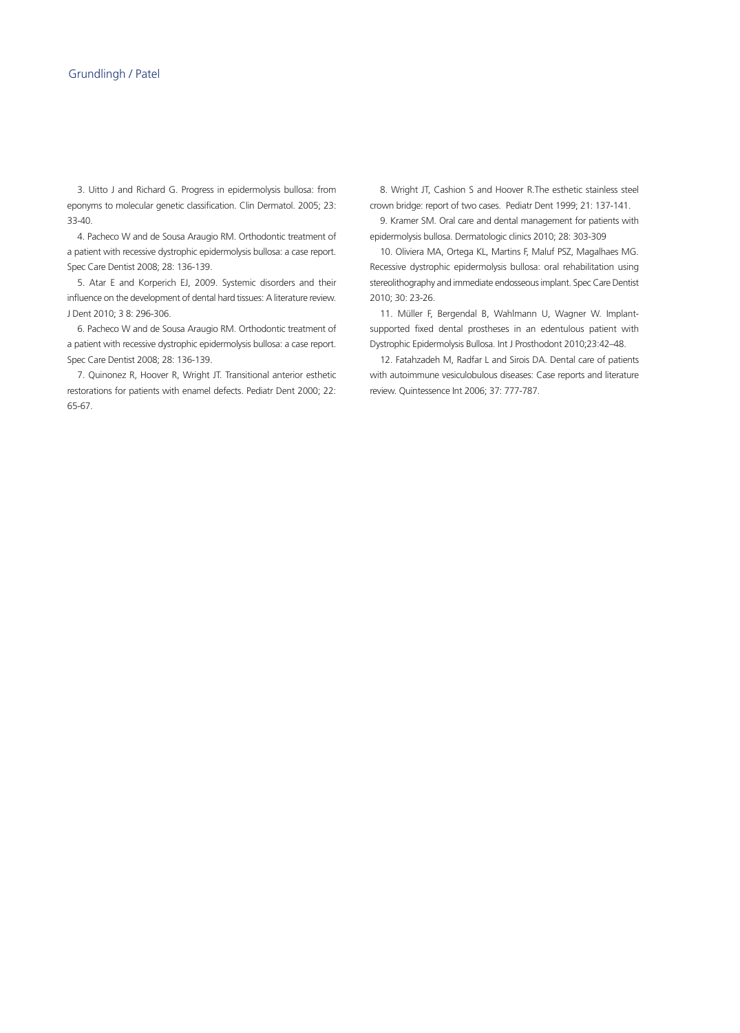3. Uitto J and Richard G. Progress in epidermolysis bullosa: from eponyms to molecular genetic classification. Clin Dermatol. 2005; 23: 33-40.

4. Pacheco W and de Sousa Araugio RM. Orthodontic treatment of a patient with recessive dystrophic epidermolysis bullosa: a case report. Spec Care Dentist 2008; 28: 136-139.

5. Atar E and Korperich EJ, 2009. Systemic disorders and their influence on the development of dental hard tissues: A literature review. J Dent 2010; 3 8: 296-306.

6. Pacheco W and de Sousa Araugio RM. Orthodontic treatment of a patient with recessive dystrophic epidermolysis bullosa: a case report. Spec Care Dentist 2008; 28: 136-139.

7. Quinonez R, Hoover R, Wright JT. Transitional anterior esthetic restorations for patients with enamel defects. Pediatr Dent 2000; 22: 65-67.

8. Wright JT, Cashion S and Hoover R.The esthetic stainless steel crown bridge: report of two cases. Pediatr Dent 1999; 21: 137-141.

9. Kramer SM. Oral care and dental management for patients with epidermolysis bullosa. Dermatologic clinics 2010; 28: 303-309

10. Oliviera MA, Ortega KL, Martins F, Maluf PSZ, Magalhaes MG. Recessive dystrophic epidermolysis bullosa: oral rehabilitation using stereolithography and immediate endosseous implant. Spec Care Dentist 2010; 30: 23-26.

11. Müller F, Bergendal B, Wahlmann U, Wagner W. Implant-supported fixed dental prostheses in an edentulous patient with Dystrophic Epidermolysis Bullosa. Int J Prosthodont 2010;23:42–48.

12. Fatahzadeh M, Radfar L and Sirois DA. Dental care of patients with autoimmune vesiculobulous diseases: Case reports and literature review. Quintessence Int 2006; 37: 777-787.